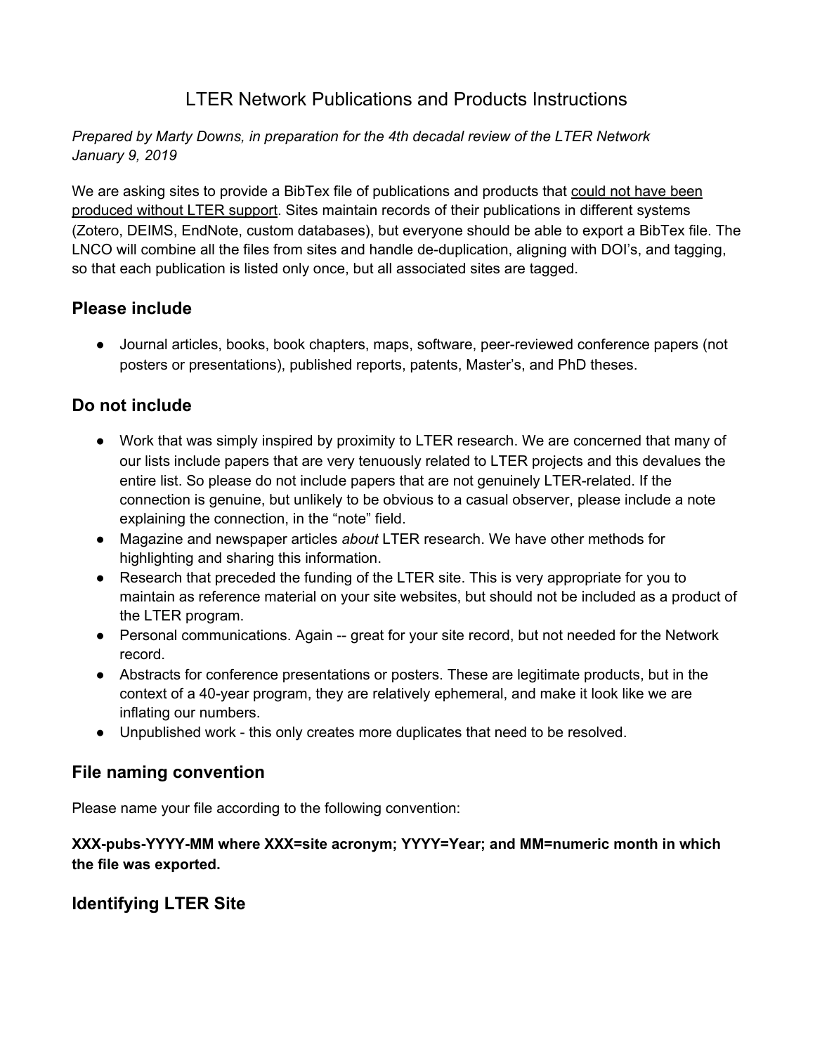# LTER Network Publications and Products Instructions

*Prepared by Marty Downs, in preparation for the 4th decadal review of the LTER Network*
*January 9, 2019*

We are asking sites to provide a BibTex file of publications and products that <u>could not have been produced without LTER support</u>. Sites maintain records of their publications in different systems (Zotero, DEIMS, EndNote, custom databases), but everyone should be able to export a BibTex file. The LNCO will combine all the files from sites and handle de-duplication, aligning with DOI's, and tagging, so that each publication is listed only once, but all associated sites are tagged.

## Please include

- Journal articles, books, book chapters, maps, software, peer-reviewed conference papers (not posters or presentations), published reports, patents, Master's, and PhD theses.

## Do not include

- Work that was simply inspired by proximity to LTER research. We are concerned that many of our lists include papers that are very tenuously related to LTER projects and this devalues the entire list. So please do not include papers that are not genuinely LTER-related. If the connection is genuine, but unlikely to be obvious to a casual observer, please include a note explaining the connection, in the "note" field.
- Magazine and newspaper articles *about* LTER research. We have other methods for highlighting and sharing this information.
- Research that preceded the funding of the LTER site. This is very appropriate for you to maintain as reference material on your site websites, but should not be included as a product of the LTER program.
- Personal communications. Again -- great for your site record, but not needed for the Network record.
- Abstracts for conference presentations or posters. These are legitimate products, but in the context of a 40-year program, they are relatively ephemeral, and make it look like we are inflating our numbers.
- Unpublished work - this only creates more duplicates that need to be resolved.

## File naming convention

Please name your file according to the following convention:

**XXX-pubs-YYYY-MM where XXX=site acronym; YYYY=Year; and MM=numeric month in which the file was exported.**

## Identifying LTER Site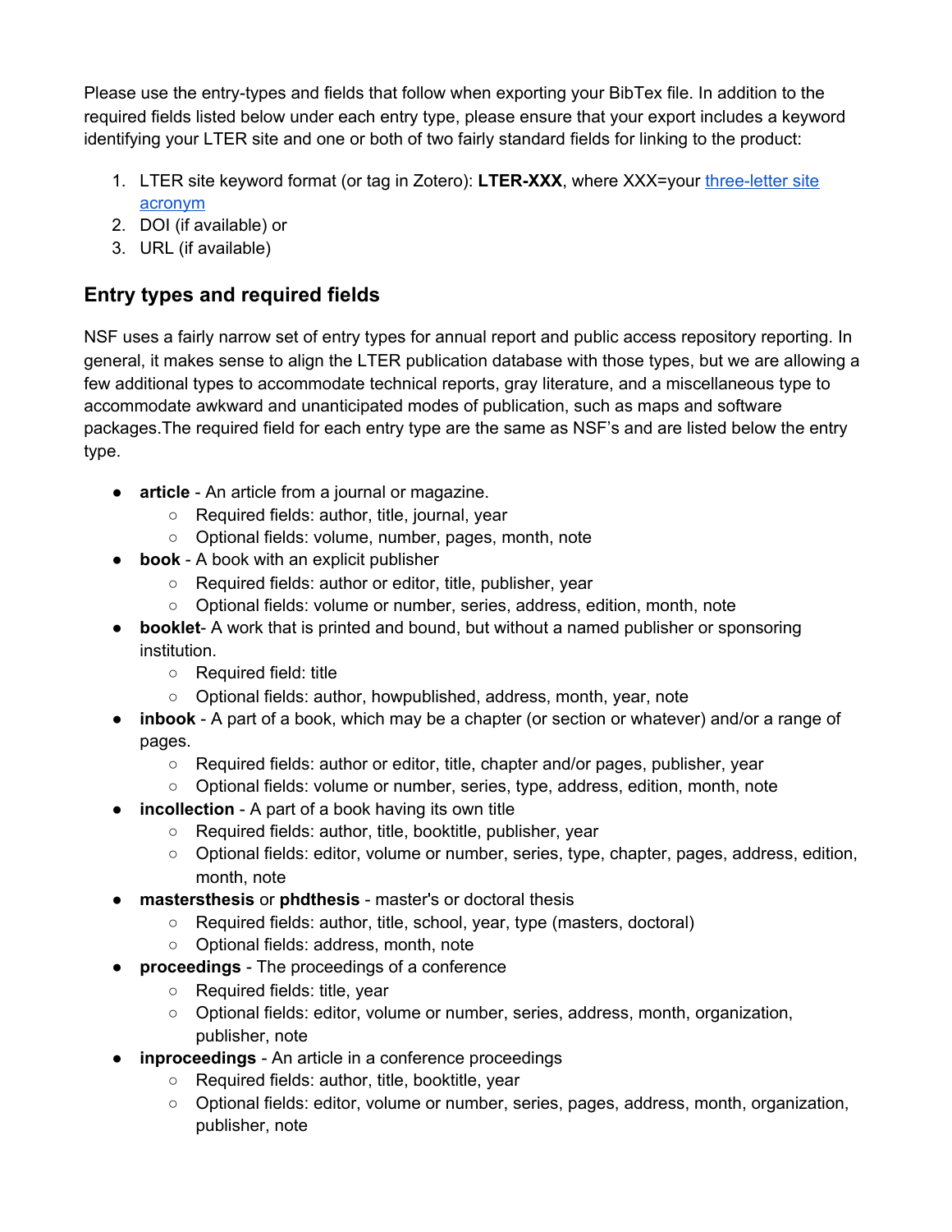Please use the entry-types and fields that follow when exporting your BibTex file. In addition to the required fields listed below under each entry type, please ensure that your export includes a keyword identifying your LTER site and one or both of two fairly standard fields for linking to the product:

1. LTER site keyword format (or tag in Zotero): **LTER-XXX**, where XXX=your [three-letter site acronym]()
2. DOI (if available) or
3. URL (if available)

## Entry types and required fields

NSF uses a fairly narrow set of entry types for annual report and public access repository reporting. In general, it makes sense to align the LTER publication database with those types, but we are allowing a few additional types to accommodate technical reports, gray literature, and a miscellaneous type to accommodate awkward and unanticipated modes of publication, such as maps and software packages.The required field for each entry type are the same as NSF's and are listed below the entry type.

- **article** - An article from a journal or magazine.
  - Required fields: author, title, journal, year
  - Optional fields: volume, number, pages, month, note
- **book** - A book with an explicit publisher
  - Required fields: author or editor, title, publisher, year
  - Optional fields: volume or number, series, address, edition, month, note
- **booklet**- A work that is printed and bound, but without a named publisher or sponsoring institution.
  - Required field: title
  - Optional fields: author, howpublished, address, month, year, note
- **inbook** - A part of a book, which may be a chapter (or section or whatever) and/or a range of pages.
  - Required fields: author or editor, title, chapter and/or pages, publisher, year
  - Optional fields: volume or number, series, type, address, edition, month, note
- **incollection** - A part of a book having its own title
  - Required fields: author, title, booktitle, publisher, year
  - Optional fields: editor, volume or number, series, type, chapter, pages, address, edition, month, note
- **mastersthesis** or **phdthesis** - master's or doctoral thesis
  - Required fields: author, title, school, year, type (masters, doctoral)
  - Optional fields: address, month, note
- **proceedings** - The proceedings of a conference
  - Required fields: title, year
  - Optional fields: editor, volume or number, series, address, month, organization, publisher, note
- **inproceedings** - An article in a conference proceedings
  - Required fields: author, title, booktitle, year
  - Optional fields: editor, volume or number, series, pages, address, month, organization, publisher, note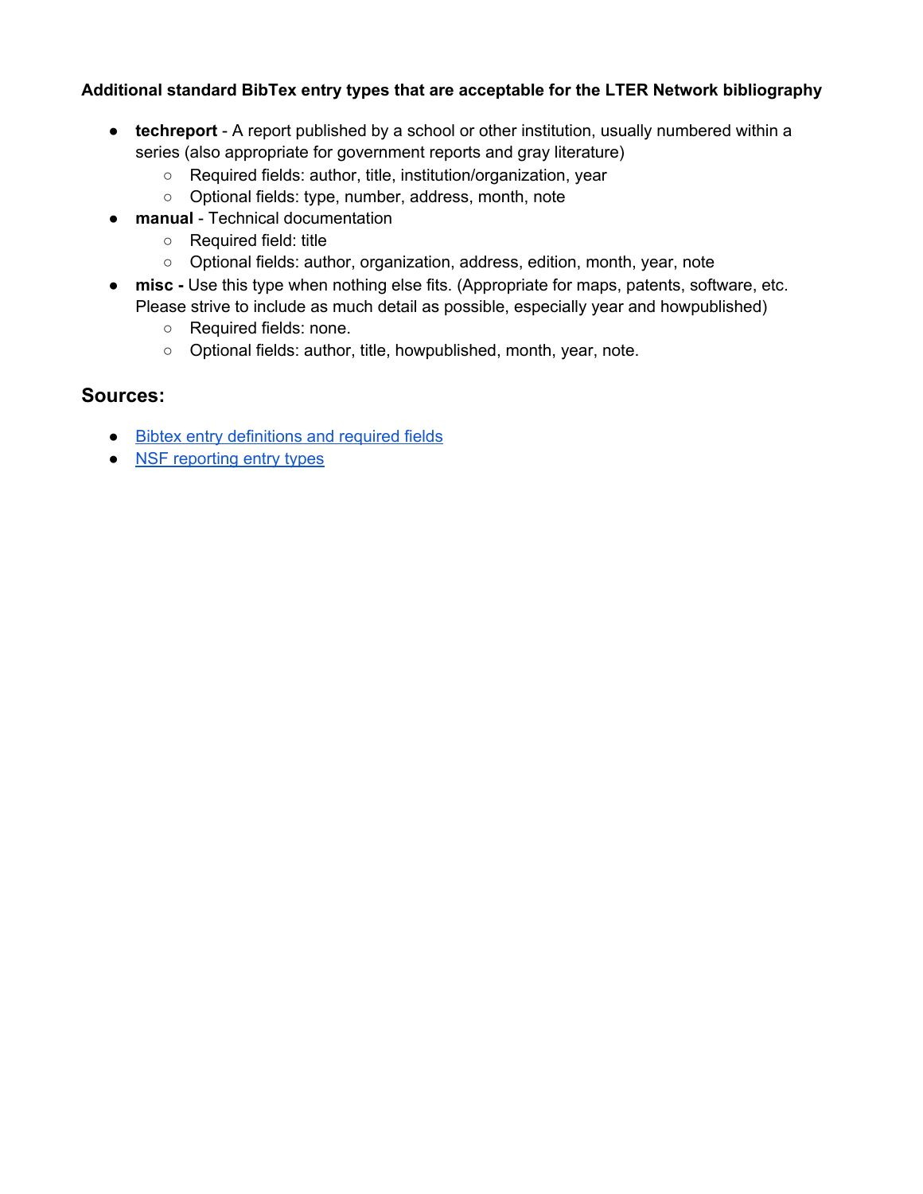**Additional standard BibTex entry types that are acceptable for the LTER Network bibliography**

- **techreport** - A report published by a school or other institution, usually numbered within a series (also appropriate for government reports and gray literature)
  - Required fields: author, title, institution/organization, year
  - Optional fields: type, number, address, month, note
- **manual** - Technical documentation
  - Required field: title
  - Optional fields: author, organization, address, edition, month, year, note
- **misc -** Use this type when nothing else fits. (Appropriate for maps, patents, software, etc. Please strive to include as much detail as possible, especially year and howpublished)
  - Required fields: none.
  - Optional fields: author, title, howpublished, month, year, note.

## Sources:

- Bibtex entry definitions and required fields
- NSF reporting entry types